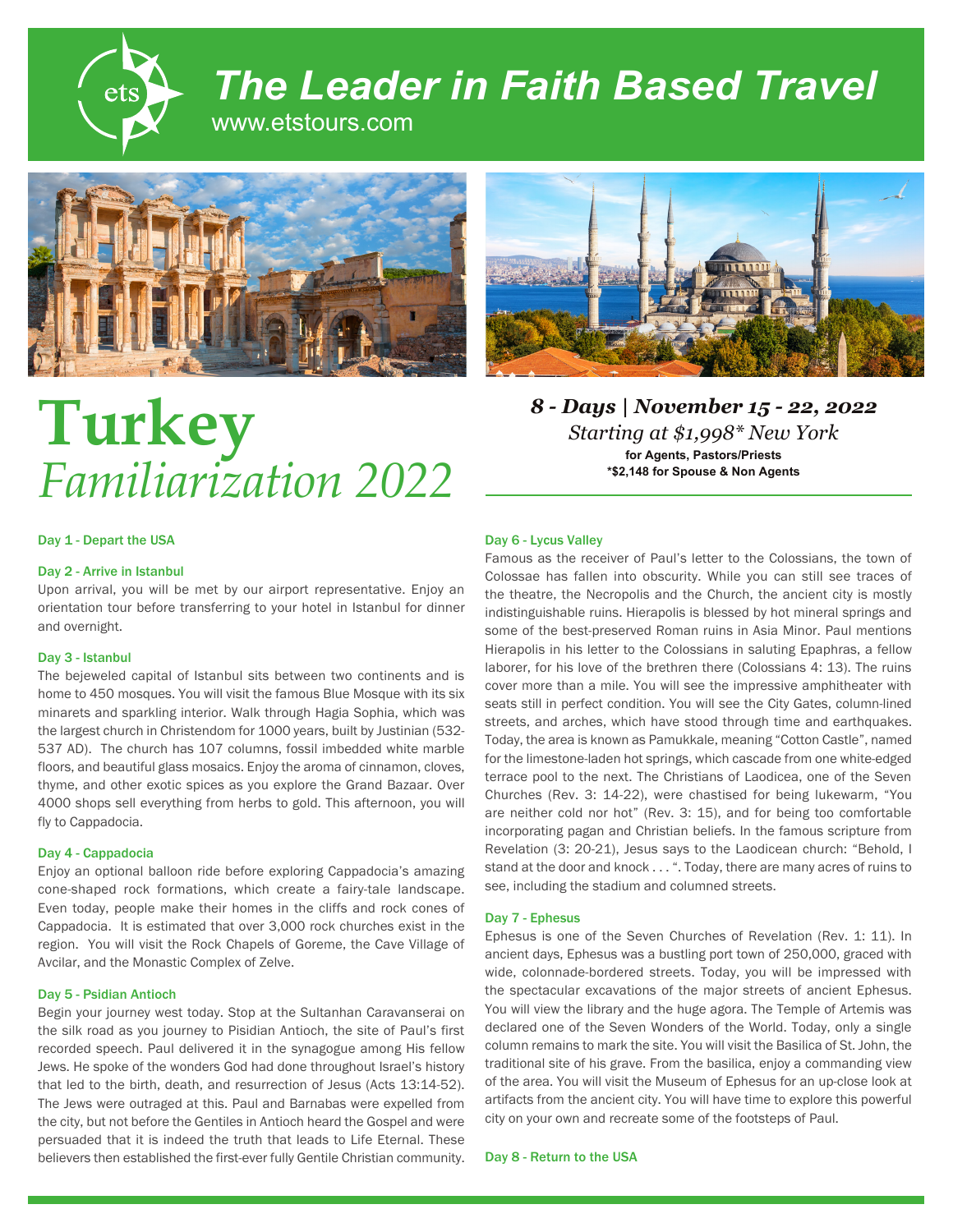# The Leader in Faith Based Travel

www.etstours.com

# Turkey

## *Familiarization 2022*

***8 - Days | November 15 - 22, 2022***

*Starting at $1,998* New York*

**for Agents, Pastors/Priests**

***$2,148 for Spouse & Non Agents**

### Day 1 - Depart the USA

### Day 2 - Arrive in Istanbul

Upon arrival, you will be met by our airport representative. Enjoy an orientation tour before transferring to your hotel in Istanbul for dinner and overnight.

### Day 3 - Istanbul

The bejeweled capital of Istanbul sits between two continents and is home to 450 mosques. You will visit the famous Blue Mosque with its six minarets and sparkling interior. Walk through Hagia Sophia, which was the largest church in Christendom for 1000 years, built by Justinian (532-537 AD). The church has 107 columns, fossil imbedded white marble floors, and beautiful glass mosaics. Enjoy the aroma of cinnamon, cloves, thyme, and other exotic spices as you explore the Grand Bazaar. Over 4000 shops sell everything from herbs to gold. This afternoon, you will fly to Cappadocia.

### Day 4 - Cappadocia

Enjoy an optional balloon ride before exploring Cappadocia's amazing cone-shaped rock formations, which create a fairy-tale landscape. Even today, people make their homes in the cliffs and rock cones of Cappadocia. It is estimated that over 3,000 rock churches exist in the region. You will visit the Rock Chapels of Goreme, the Cave Village of Avcilar, and the Monastic Complex of Zelve.

### Day 5 - Psidian Antioch

Begin your journey west today. Stop at the Sultanhan Caravanserai on the silk road as you journey to Pisidian Antioch, the site of Paul's first recorded speech. Paul delivered it in the synagogue among His fellow Jews. He spoke of the wonders God had done throughout Israel's history that led to the birth, death, and resurrection of Jesus (Acts 13:14-52). The Jews were outraged at this. Paul and Barnabas were expelled from the city, but not before the Gentiles in Antioch heard the Gospel and were persuaded that it is indeed the truth that leads to Life Eternal. These believers then established the first-ever fully Gentile Christian community.

### Day 6 - Lycus Valley

Famous as the receiver of Paul's letter to the Colossians, the town of Colossae has fallen into obscurity. While you can still see traces of the theatre, the Necropolis and the Church, the ancient city is mostly indistinguishable ruins. Hierapolis is blessed by hot mineral springs and some of the best-preserved Roman ruins in Asia Minor. Paul mentions Hierapolis in his letter to the Colossians in saluting Epaphras, a fellow laborer, for his love of the brethren there (Colossians 4: 13). The ruins cover more than a mile. You will see the impressive amphitheater with seats still in perfect condition. You will see the City Gates, column-lined streets, and arches, which have stood through time and earthquakes. Today, the area is known as Pamukkale, meaning "Cotton Castle", named for the limestone-laden hot springs, which cascade from one white-edged terrace pool to the next. The Christians of Laodicea, one of the Seven Churches (Rev. 3: 14-22), were chastised for being lukewarm, "You are neither cold nor hot" (Rev. 3: 15), and for being too comfortable incorporating pagan and Christian beliefs. In the famous scripture from Revelation (3: 20-21), Jesus says to the Laodicean church: "Behold, I stand at the door and knock . . . ". Today, there are many acres of ruins to see, including the stadium and columned streets.

### Day 7 - Ephesus

Ephesus is one of the Seven Churches of Revelation (Rev. 1: 11). In ancient days, Ephesus was a bustling port town of 250,000, graced with wide, colonnade-bordered streets. Today, you will be impressed with the spectacular excavations of the major streets of ancient Ephesus. You will view the library and the huge agora. The Temple of Artemis was declared one of the Seven Wonders of the World. Today, only a single column remains to mark the site. You will visit the Basilica of St. John, the traditional site of his grave. From the basilica, enjoy a commanding view of the area. You will visit the Museum of Ephesus for an up-close look at artifacts from the ancient city. You will have time to explore this powerful city on your own and recreate some of the footsteps of Paul.

### Day 8 - Return to the USA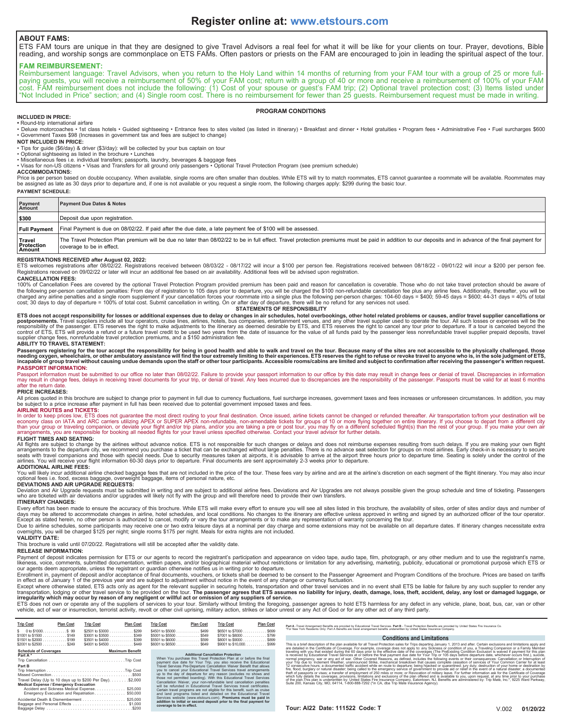# Register online at: www.etstours.com

## ABOUT FAMS:

ETS FAM tours are unique in that they are designed to give Travel Advisors a real feel for what it will be like for your clients on tour. Prayer, devotions, Bible reading, and worship songs are commonplace on ETS FAMs. Often pastors or priests on the FAM are encouraged to join in leading the spiritual aspect of the tour.

## FAM REIMBURSEMENT:

Reimbursement language: Travel Advisors, when you return to the Holy Land within 14 months of returning from your FAM tour with a group of 25 or more full-paying guests, you will receive a reimbursement of 50% of your FAM cost; return with a group of 40 or more and receive a reimbursement of 100% of your FAM cost. FAM reimbursement does not include the following: (1) Cost of your spouse or guest's FAM trip; (2) Optional travel protection cost; (3) Items listed under "Not Included in Price" section; and (4) Single room cost. There is no reimbursement for fewer than 25 guests. Reimbursement request must be made in writing.

## PROGRAM CONDITIONS

**INCLUDED IN PRICE:**

- Round-trip international airfare
- Deluxe motorcoaches • 1st class hotels • Guided sightseeing • Entrance fees to sites visited (as listed in itinerary) • Breakfast and dinner • Hotel gratuities • Program fees • Administrative Fee • Fuel surcharges $600
- Government Taxes $98 (Increases in government tax and fees are subject to change)

**NOT INCLUDED IN PRICE:**

- Tips for guide ($6/day) & driver ($3/day): will be collected by your bus captain on tour
- Optional sightseeing as listed in the brochure • Lunches
- Miscellaneous fees i.e. individual transfers; passports, laundry, beverages & baggage fees
- Visas for non-US citizens • Visas and Transfers for all ground only passengers • Optional Travel Protection Program (see premium schedule)

**ACCOMMODATIONS:**

Price is per person based on double occupancy. When available, single rooms are often smaller than doubles. While ETS will try to match roommates, ETS cannot guarantee a roommate will be available. Roommates may be assigned as late as 30 days prior to departure and, if one is not available or you request a single room, the following charges apply: $299 during the basic tour.

**PAYMENT SCHEDULE:**

| Payment Amount | Payment Due Dates & Notes |
|---|---|
| $300 | Deposit due upon registration. |
| Full Payment | Final Payment is due on 08/02/22. If paid after the due date, a late payment fee of $100 will be assessed. |
| Travel Protection Amount | The Travel Protection Plan premium will be due no later than 08/02/22 to be in full effect. Travel protection premiums must be paid in addition to our deposits and in advance of the final payment for coverage to be in effect. |

**REGISTRATIONS RECEIVED after August 02, 2022:**

ETS welcomes registrations after 08/02/22. Registrations received between 08/03/22 - 08/17/22 will incur a $100 per person fee. Registrations received between 08/18/22 - 09/01/22 will incur a $200 per person fee. Registrations received on 09/02/22 or later will incur an additional fee based on air availability. Additional fees will be advised upon registration.

**CANCELLATION FEES:**

100% of Cancellation Fees are covered by the optional Travel Protection Program provided premium has been paid and reason for cancellation is coverable. Those who do not take travel protection should be aware of the following per-person cancellation penalties: From day of registration to 105 days prior to departure, you will be charged the $100 non-refundable cancellation fee plus any airline fees. Additionally, thereafter, you will be charged any airline penalties and a single room supplement if your cancellation forces your roommate into a single plus the following per-person charges: 104-60 days = $400; 59-45 days = $600; 44-31 days = 40% of total cost; 30 days to day of departure = 100% of total cost. Submit cancellation in writing. On or after day of departure, there will be no refund for any services not used.

**STATEMENTS OF RESPONSIBILITY**

**ETS does not accept responsibility for losses or additional expenses due to delay or changes in air schedules, hotel overbookings, other hotel related problems or causes, and/or travel supplier cancellations or postponements.** Travel suppliers include all tour operators, cruise lines, airlines, hotels, bus companies, entertainment venues, and any other travel supplier used to operate the tour. All such losses or expenses will be the responsibility of the passenger. ETS reserves the right to make adjustments to the itinerary as deemed desirable by ETS, and ETS reserves the right to cancel any tour prior to departure. If a tour is canceled beyond the control of ETS, ETS will provide a refund or a future travel credit to be used two years from the date of issuance for the value of all funds paid by the passenger less nonrefundable travel supplier prepaid deposits, travel supplier change fees, nonrefundable travel protection premiums, and a $150 administration fee.

**ABILITY TO TRAVEL STATEMENT:**

**Passengers registering for the tour accept the responsibility for being in good health and able to walk and travel on the tour. Because many of the sites are not accessible to the physically challenged, those needing oxygen, wheelchairs, or other ambulatory assistance will find the tour extremely limiting to their experiences. ETS reserves the right to refuse or revoke travel to anyone who is, in the sole judgment of ETS, incapable of group travel without causing undue demands upon the staff or other tour participants. Accessible rooms/cabins are limited and subject to confirmation after receiving the passenger's written request.**

**PASSPORT INFORMATION:**

Passport information must be submitted to our office no later than 08/02/22. Failure to provide your passport information to our office by this date may result in change fees or denial of travel. Discrepancies in information may result in change fees, delays in receiving travel documents for your trip, or denial of travel. Any fees incurred due to discrepancies are the responsibility of the passenger. Passports must be valid for at least 6 months after the return date.

**PRICE INCREASES:**

All prices quoted in this brochure are subject to change prior to payment in full due to currency fluctuations, fuel surcharge increases, government taxes and fees increases or unforeseen circumstances. In addition, you may be subject to a price increase after payment in full has been received due to potential government imposed taxes and fees.

**AIRLINE ROUTES and TICKETS:**

In order to keep prices low, ETS does not guarantee the most direct routing to your final destination. Once issued, airline tickets cannot be changed or refunded thereafter. Air transportation to/from your destination will be economy class on IATA and ARC carriers utilizing APEX or SUPER APEX non-refundable, non-amendable tickets for groups of 10 or more flying together on entire itinerary. If you choose to depart from a different city than your group or traveling companion, or deviate your flight and/or trip plans, and/or you are taking a pre or post tour, you may fly on a different scheduled flight(s) than the rest of your group. If you make your own air arrangements, you are responsible for booking all needed flights for your travel unless specified otherwise. Contact your travel advisor for further details.

**FLIGHT TIMES AND SEATING:**

All flights are subject to change by the airlines without advance notice. ETS is not responsible for such changes or delays and does not reimburse expenses resulting from such delays. If you are making your own flight arrangements to the departure city, we recommend you purchase a ticket that can be exchanged without large penalties. There is no advance seat selection for groups on most airlines. Early check-in is necessary to secure seats with travel companions and those with special needs. Due to security measures taken at airports, it is advisable to arrive at the airport three hours prior to departure time. Seating is solely under the control of the airlines. You will receive your flight information 60-30 days prior to departure. Final documents are sent approximately 2-3 weeks prior to departure.

**ADDITIONAL AIRLINE FEES:**

You will likely incur additional airline checked baggage fees that are not included in the price of the tour. These fees vary by airline and are at the airline's discretion on each segment of the flight itinerary. You may also incur optional fees i.e. food, excess baggage, overweight baggage, items of personal nature, etc.

**DEVIATIONS AND AIR UPGRADE REQUESTS:**

Deviation and Air Upgrade requests must be submitted in writing and are subject to additional airline fees. Deviations and Air Upgrades are not always possible given the group schedule and time of ticketing. Passengers who are ticketed with air deviations and/or upgrades will likely not fly with the group and will therefore need to provide their own transfers.

**ITINERARY CHANGES:**

Every effort has been made to ensure the accuracy of this brochure. While ETS will make every effort to ensure you will see all sites listed in this brochure, the availability of sites, order of sites and/or days and number of days may be altered to accommodate changes in airline, hotel schedules, and local conditions. No changes to the itinerary are effective unless approved in writing and signed by an authorized officer of the tour operator. Except as stated herein, no other person is authorized to cancel, modify or vary the tour arrangements or to make any representation of warranty concerning the tour.

Due to airline schedules, some participants may receive one or two extra leisure days at a nominal per day charge and some extensions may not be available on all departure dates. If itinerary changes necessitate extra overnights, you will be charged $125 per night; single rooms $175 per night. Meals for extra nights are not included.

**VALIDITY DATE:**

This brochure is valid until 07/20/22. Registrations will still be accepted after the validity date.

**RELEASE INFORMATION:**

Payment of deposit indicates permission for ETS or our agents to record the registrant's participation and appearance on video tape, audio tape, film, photograph, or any other medium and to use the registrant's name, likeness, voice, comments, submitted documentation, written papers, and/or biographical material without restrictions or limitation for any advertising, marketing, publicity, educational or promotional purpose which ETS or our agents deem appropriate, unless the registrant or guardian otherwise notifies us in writing prior to departure.

Enrollment in, payment of deposit and/or acceptance of final documents, vouchers, or tickets shall be deemed to be consent to the Passenger Agreement and Program Conditions of the brochure. Prices are based on tariffs in effect as of January 1 of the previous year and are subject to adjustment without notice in the event of any change or currency fluctuation.

Except where otherwise stated, ETS acts only as agent for the relevant supplier in securing hotels, transportation and other travel services and in no event shall ETS be liable for failure by any such supplier to render any transportation, lodging or other travel service to be provided on the tour. **The passenger agrees that ETS assumes no liability for injury, death, damage, loss, theft, accident, delay, any lost or damaged luggage, or irregularity which may occur by reason of any negligent or willful act or omission of any suppliers of service.**

ETS does not own or operate any of the suppliers of services to your tour. Similarly without limiting the foregoing, passenger agrees to hold ETS harmless for any defect in any vehicle, plane, boat, bus, car, van or other vehicle, act of war or insurrection, terrorist activity, revolt or other civil uprising, military action, strikes or labor unrest or any Act of God or for any other act of any third party.

| Trip Cost | Plan Cost | Trip Cost | Plan Cost | Trip Cost | Plan Cost | Trip Cost | Plan Cost |
|---|---|---|---|---|---|---|---|
| $ 0 to $1000 | $ 99 | $2501 to $3000 | $299 | $4501 to $5000 | $499 | $6501 to $7000 | $699 |
| $1001 to $1500 | $149 | $3001 to $3500 | $349 | $5001 to $5500 | $549 | $7001 to $8000 | $799 |
| $1501 to $2000 | $199 | $3501 to $4000 | $399 | $5501 to $6000 | $599 | $8001 to $9000 | $899 |
| $2001 to $2500 | $249 | $4001 to $4500 | $449 | $6001 to $6500 | $649 | $9001 to $10,000 | $999 |

| Schedule of Coverages | Maximum Benefit |
|---|---|
| **Part A*** | |
| Trip Cancellation | Trip Cost |
| **Part B** | |
| Trip Interruption | Trip Cost |
| Missed Connection | $500 |
| Travel Delay (Up to 10 days up to $200 Per Day) | $2,000 |
| **Medical Expense / Emergency Evacuation** | |
| Accident and Sickness Medical Expense | $25,000 |
| Emergency Evacuation and Repatriation | $50,000 |
| Accidental Death & Dismemberment | $25,000 |
| Baggage and Personal Effects | $1,000 |
| Baggage Delay | $200 |

**Additional Cancellation Protection**

When You purchase this Travel Protection Plan at or before the final payment due date for Your Trip, you also receive the Educational Travel Services Pre-Departure Cancellation Waiver Benefit that allows you to cancel your Educational Travel Services travel arrangements up to the day of departure for any reason (excludes no shows and those not permitted boarding). With this Educational Travel Services Cancellation Waiver, your non-refundable land cancellation penalties will be refunded in Educational Travel Services travel certificates. Certain travel programs are not eligible for this benefit, such as cruise and land programs listed and detailed on the Educational Travel Services website (www.etstours.com). **Premiums must be paid in addition to initial or second deposit prior to the final payment for coverage to be in effect.**

Part A -Travel Arrangement Benefits are provided by Educational Travel Services. Part B - Travel Protection Benefits are provided by United States Fire Insurance Co.
*For New York Residents Only: Part A Benefits are travel arrangement benefits underwritten by United States Insurance Company.

**Conditions and Limitations**

This is a brief description of the plan available for all Travel Protection sales for Trips departing January 1, 2013 and after. Certain exclusions and limitations apply and are detailed in the Certificate of Coverage. For example, coverage does not apply to: any Sickness or condition of you, a Traveling Companion or a Family Member traveling with you that existed during the 60 days prior to the effective date of the coverages (The PreExisting Condition Exclusion is waived if payment for this plan is received by Educational Travel Services at or before the final payment due date for Your Trip or 105 days before departure date, whichever occurs first.), suicide, normal pregnancy, war or any act of war. Other Covered Reasons, as defined, includes the following events or their consequences: Cancellation or Interruption of your Trip due to: Inclement Weather, unannounced Strike, mechanical breakdown that causes complete cessation of services of Your Common Carrier for at least 12 consecutive hours; a documented traffic accident while en route to departure; being hijacked or quarantined; jury duty; destruction of your home or destination by fire, flood, burglary or natural disaster; being called to the emergency service of government to provide aid or relief in the event of a natural disaster; a documented theft of passports or visas; a transfer of employment of 250 miles or more; or Revocation of military leave. For further information ask for the Certificate of Coverage which fully details the coverages, provisions, limitations and exclusions of the plan offered and is available to you, upon request, at any time prior to your purchase of the plan. This plan is underwritten by: United States Fire Insurance Company, Eatontown, NJ. Benefits are administered by: Trip Mate, Inc.*, 9225 Ward Parkway, Suite 200, Kansas City, MO, 64114, 1-800-888-7292 (*in CA, dba Trip Mate Insurance Agency).

**Tour: AI22 Date: 111522 Code: T**

V.002 **01/20/22**